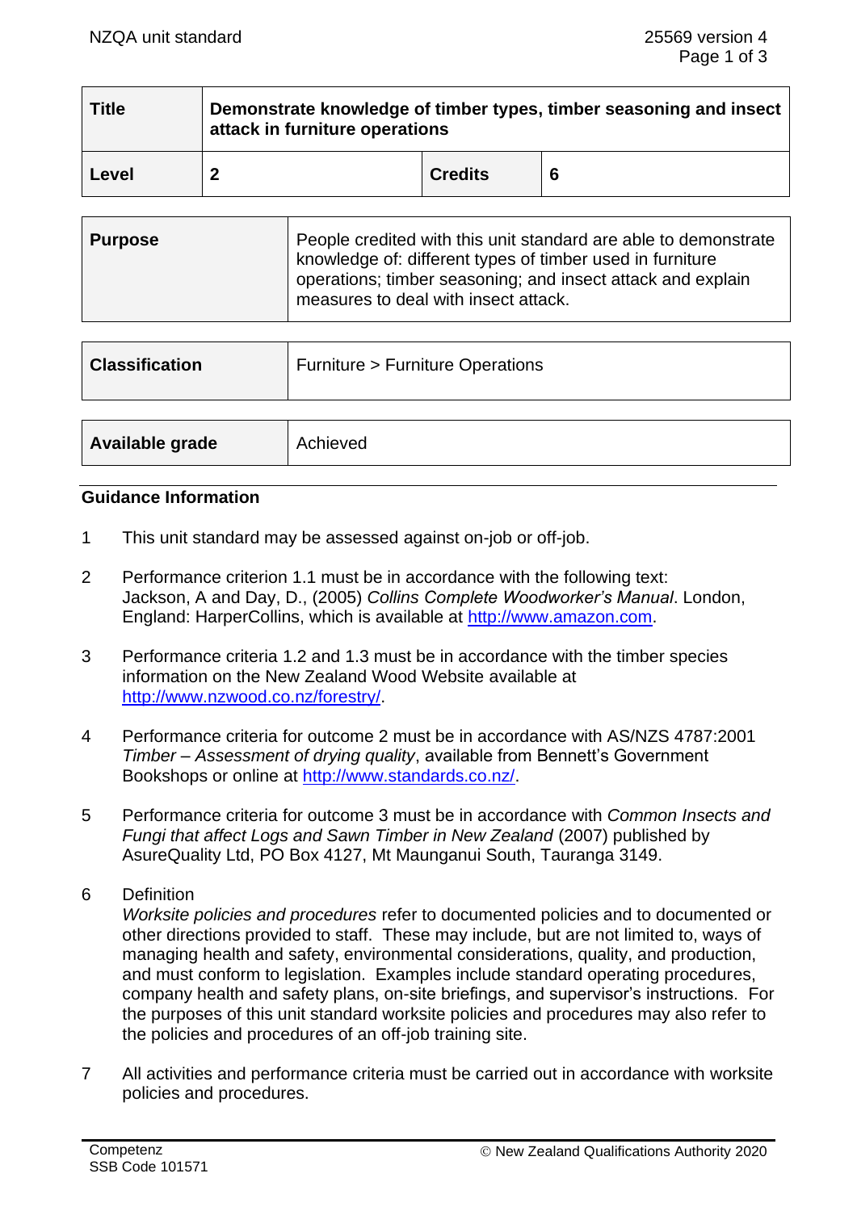| Title | Demonstrate knowledge of timber types, timber seasoning and insect attack in furniture operations | | |
|---|---|---|---|
| Level | 2 | Credits | 6 |

| Purpose | People credited with this unit standard are able to demonstrate knowledge of: different types of timber used in furniture operations; timber seasoning; and insect attack and explain measures to deal with insect attack. |
|---|---|

| Classification | Furniture > Furniture Operations |
|---|---|

| Available grade | Achieved |
|---|---|

## Guidance Information

1. This unit standard may be assessed against on-job or off-job.

2. Performance criterion 1.1 must be in accordance with the following text: Jackson, A and Day, D., (2005) *Collins Complete Woodworker's Manual*. London, England: HarperCollins, which is available at http://www.amazon.com.

3. Performance criteria 1.2 and 1.3 must be in accordance with the timber species information on the New Zealand Wood Website available at http://www.nzwood.co.nz/forestry/.

4. Performance criteria for outcome 2 must be in accordance with AS/NZS 4787:2001 *Timber – Assessment of drying quality*, available from Bennett's Government Bookshops or online at http://www.standards.co.nz/.

5. Performance criteria for outcome 3 must be in accordance with *Common Insects and Fungi that affect Logs and Sawn Timber in New Zealand* (2007) published by AsureQuality Ltd, PO Box 4127, Mt Maunganui South, Tauranga 3149.

6. Definition
   *Worksite policies and procedures* refer to documented policies and to documented or other directions provided to staff. These may include, but are not limited to, ways of managing health and safety, environmental considerations, quality, and production, and must conform to legislation. Examples include standard operating procedures, company health and safety plans, on-site briefings, and supervisor's instructions. For the purposes of this unit standard worksite policies and procedures may also refer to the policies and procedures of an off-job training site.

7. All activities and performance criteria must be carried out in accordance with worksite policies and procedures.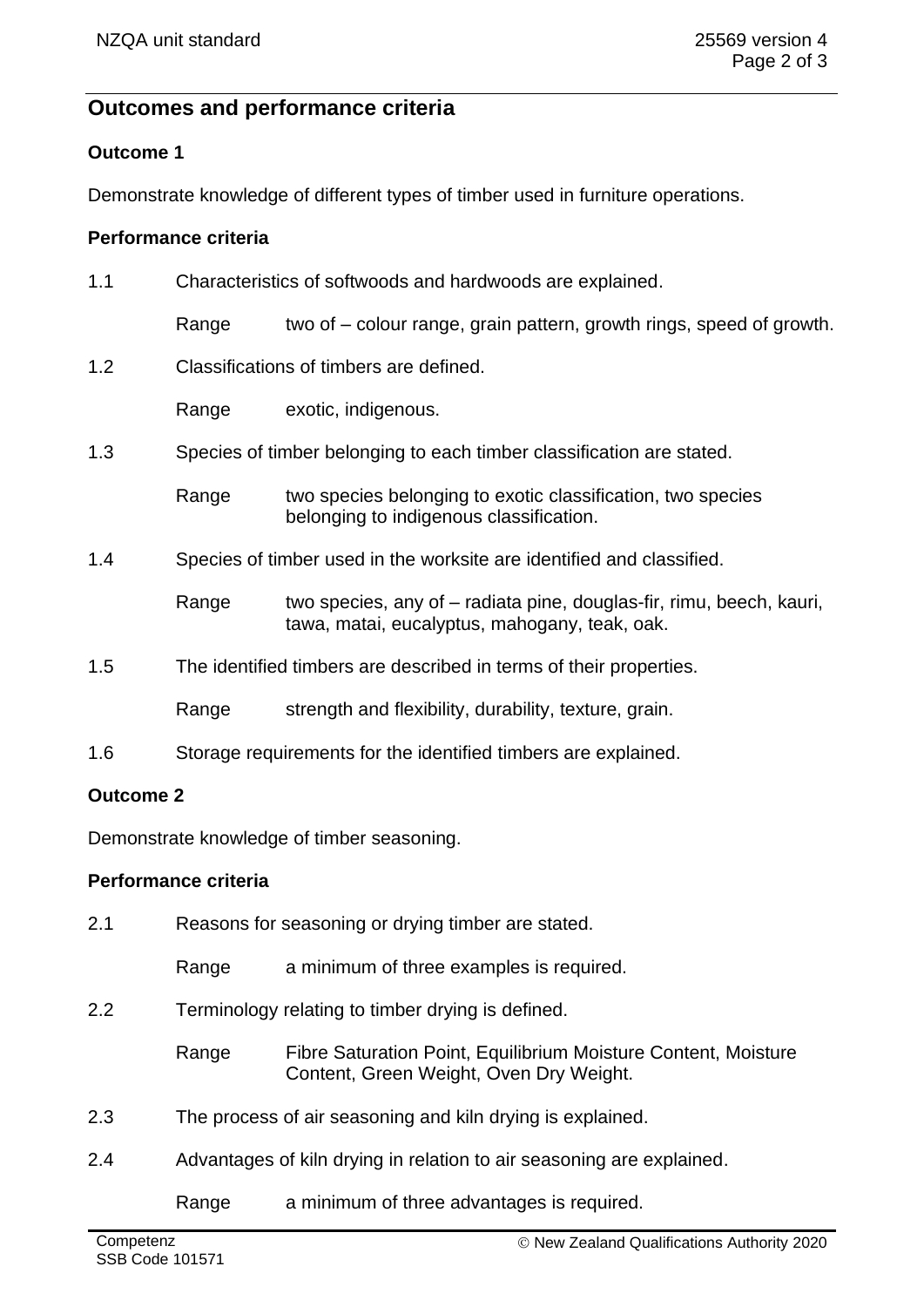## Outcomes and performance criteria

### Outcome 1

Demonstrate knowledge of different types of timber used in furniture operations.

#### Performance criteria

1.1 Characteristics of softwoods and hardwoods are explained.

Range two of – colour range, grain pattern, growth rings, speed of growth.

1.2 Classifications of timbers are defined.

Range exotic, indigenous.

1.3 Species of timber belonging to each timber classification are stated.

Range two species belonging to exotic classification, two species belonging to indigenous classification.

1.4 Species of timber used in the worksite are identified and classified.

Range two species, any of – radiata pine, douglas-fir, rimu, beech, kauri, tawa, matai, eucalyptus, mahogany, teak, oak.

1.5 The identified timbers are described in terms of their properties.

Range strength and flexibility, durability, texture, grain.

1.6 Storage requirements for the identified timbers are explained.

### Outcome 2

Demonstrate knowledge of timber seasoning.

#### Performance criteria

2.1 Reasons for seasoning or drying timber are stated.

Range a minimum of three examples is required.

2.2 Terminology relating to timber drying is defined.

Range Fibre Saturation Point, Equilibrium Moisture Content, Moisture Content, Green Weight, Oven Dry Weight.

2.3 The process of air seasoning and kiln drying is explained.

2.4 Advantages of kiln drying in relation to air seasoning are explained.

Range a minimum of three advantages is required.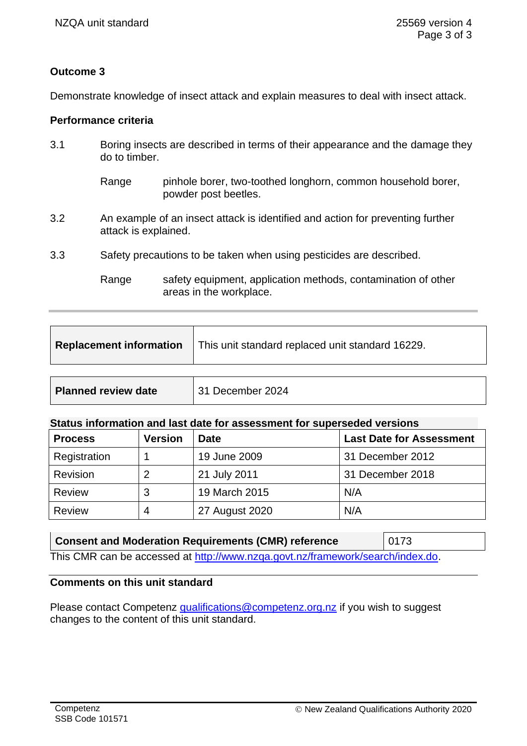## Outcome 3

Demonstrate knowledge of insect attack and explain measures to deal with insect attack.

### Performance criteria

3.1 Boring insects are described in terms of their appearance and the damage they do to timber.

Range: pinhole borer, two-toothed longhorn, common household borer, powder post beetles.

3.2 An example of an insect attack is identified and action for preventing further attack is explained.

3.3 Safety precautions to be taken when using pesticides are described.

Range: safety equipment, application methods, contamination of other areas in the workplace.

---

| | |
|---|---|
| **Replacement information** | This unit standard replaced unit standard 16229. |

| | |
|---|---|
| **Planned review date** | 31 December 2024 |

**Status information and last date for assessment for superseded versions**

| Process | Version | Date | Last Date for Assessment |
|---|---|---|---|
| Registration | 1 | 19 June 2009 | 31 December 2012 |
| Revision | 2 | 21 July 2011 | 31 December 2018 |
| Review | 3 | 19 March 2015 | N/A |
| Review | 4 | 27 August 2020 | N/A |

| | |
|---|---|
| **Consent and Moderation Requirements (CMR) reference** | 0173 |

This CMR can be accessed at http://www.nzqa.govt.nz/framework/search/index.do.

### Comments on this unit standard

Please contact Competenz qualifications@competenz.org.nz if you wish to suggest changes to the content of this unit standard.